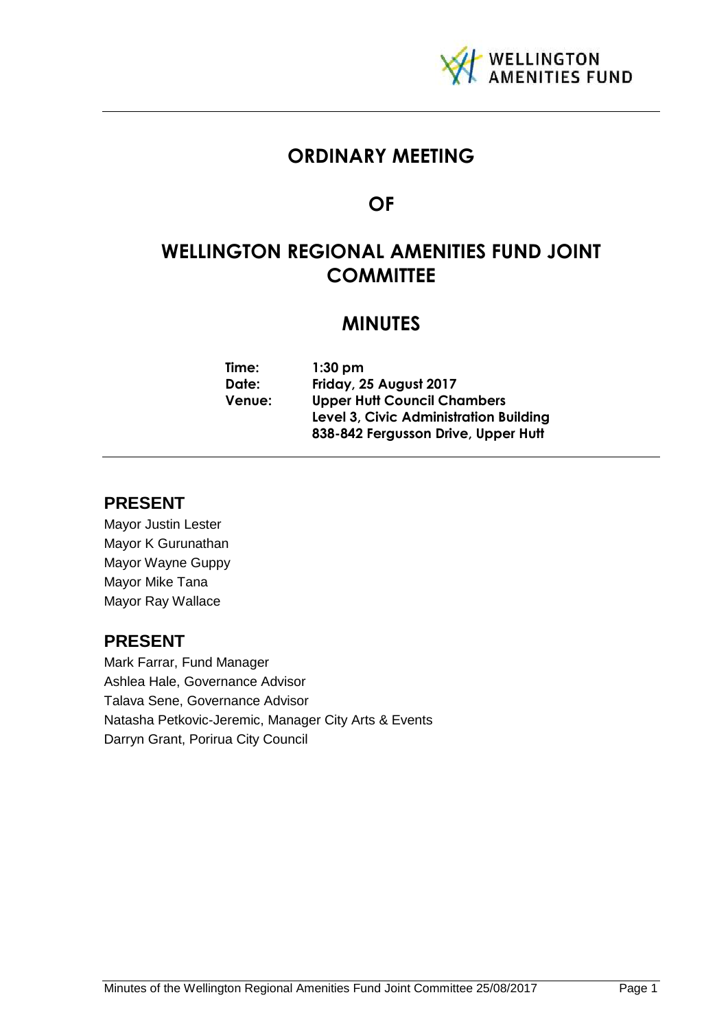# ORDINARY MEETING

# OF

# WELLINGTON REGIONAL AMENITIES FUND JOINT COMMITTEE

# MINUTES

| | |
|---|---|
| **Time:** | **1:30 pm** |
| **Date:** | **Friday, 25 August 2017** |
| **Venue:** | **Upper Hutt Council Chambers** <br> **Level 3, Civic Administration Building** <br> **838-842 Fergusson Drive, Upper Hutt** |

## PRESENT

Mayor Justin Lester
Mayor K Gurunathan
Mayor Wayne Guppy
Mayor Mike Tana
Mayor Ray Wallace

## PRESENT

Mark Farrar, Fund Manager
Ashlea Hale, Governance Advisor
Talava Sene, Governance Advisor
Natasha Petkovic-Jeremic, Manager City Arts & Events
Darryn Grant, Porirua City Council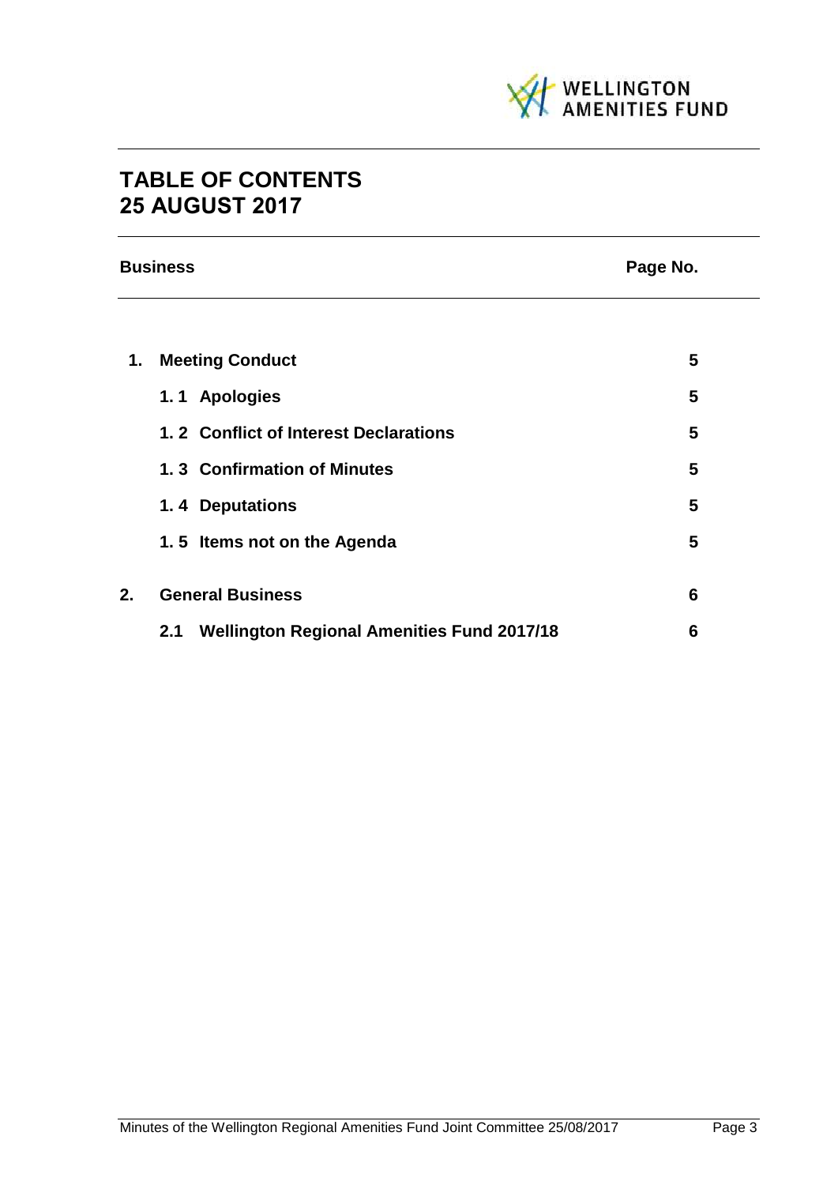# TABLE OF CONTENTS
# 25 AUGUST 2017

| Business | | Page No. |
|---|---|---|
| **1.** | **Meeting Conduct** | **5** |
| | **1. 1 Apologies** | **5** |
| | **1. 2 Conflict of Interest Declarations** | **5** |
| | **1. 3 Confirmation of Minutes** | **5** |
| | **1. 4 Deputations** | **5** |
| | **1. 5 Items not on the Agenda** | **5** |
| **2.** | **General Business** | **6** |
| | **2.1 Wellington Regional Amenities Fund 2017/18** | **6** |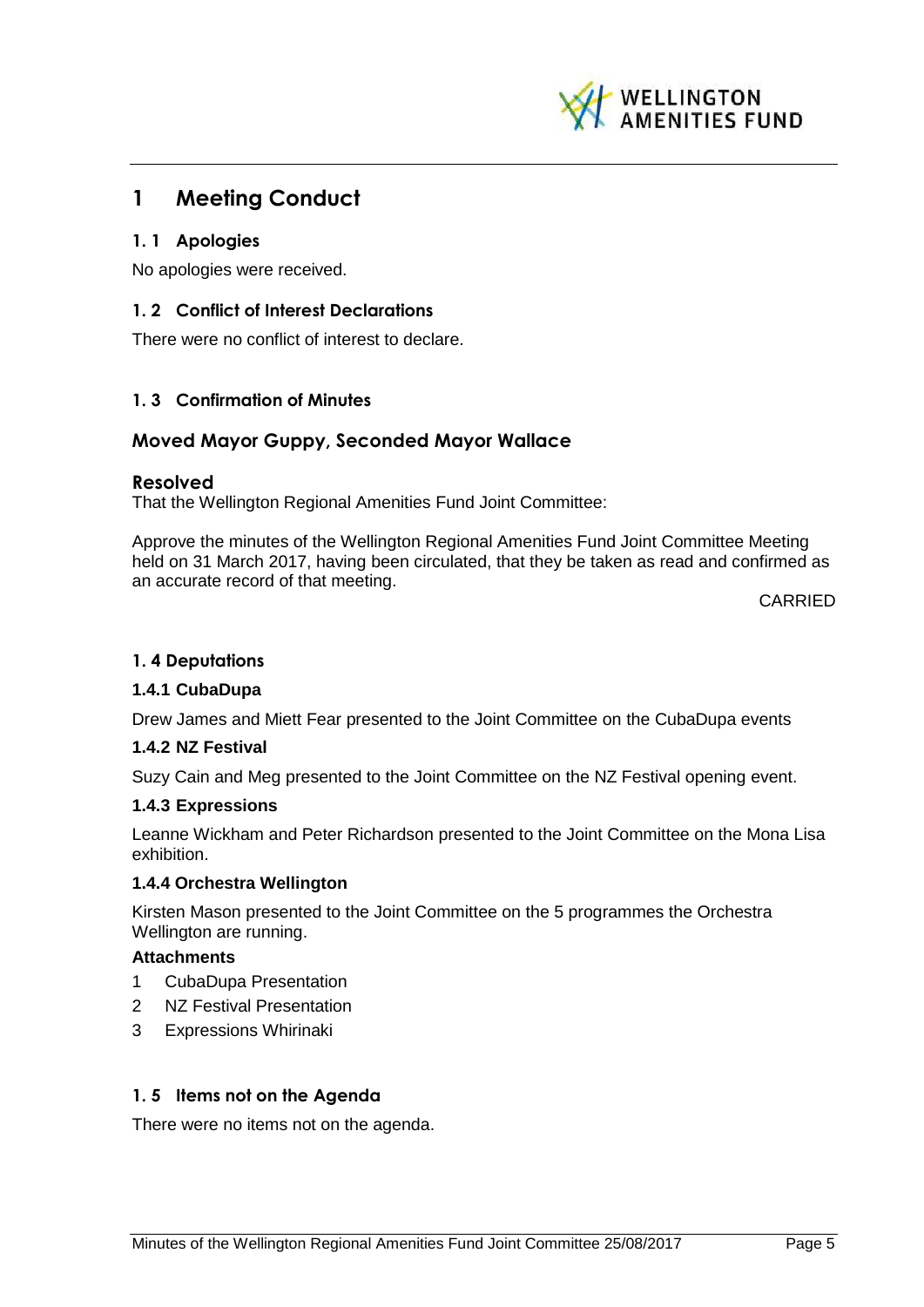# 1 Meeting Conduct

### 1. 1 Apologies

No apologies were received.

### 1. 2 Conflict of Interest Declarations

There were no conflict of interest to declare.

### 1. 3 Confirmation of Minutes

## Moved Mayor Guppy, Seconded Mayor Wallace

**Resolved**

That the Wellington Regional Amenities Fund Joint Committee:

Approve the minutes of the Wellington Regional Amenities Fund Joint Committee Meeting held on 31 March 2017, having been circulated, that they be taken as read and confirmed as an accurate record of that meeting.

CARRIED

### 1. 4 Deputations

#### 1.4.1 CubaDupa

Drew James and Miett Fear presented to the Joint Committee on the CubaDupa events

#### 1.4.2 NZ Festival

Suzy Cain and Meg presented to the Joint Committee on the NZ Festival opening event.

#### 1.4.3 Expressions

Leanne Wickham and Peter Richardson presented to the Joint Committee on the Mona Lisa exhibition.

#### 1.4.4 Orchestra Wellington

Kirsten Mason presented to the Joint Committee on the 5 programmes the Orchestra Wellington are running.

**Attachments**

1 CubaDupa Presentation
2 NZ Festival Presentation
3 Expressions Whirinaki

### 1. 5 Items not on the Agenda

There were no items not on the agenda.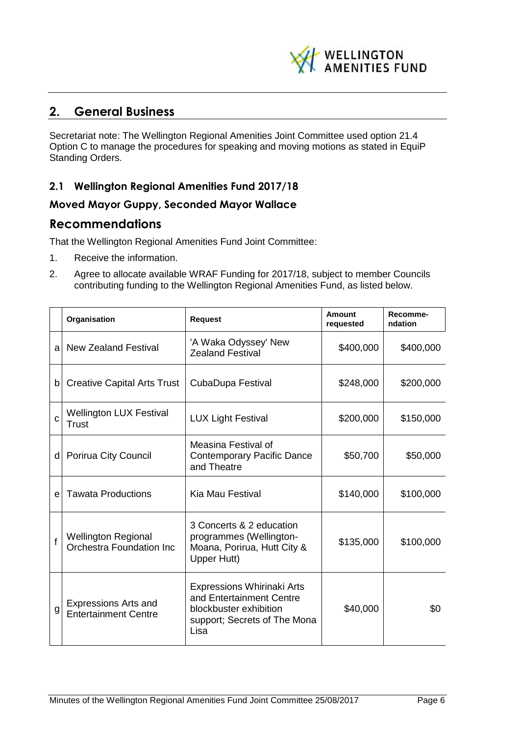## 2. General Business

Secretariat note: The Wellington Regional Amenities Joint Committee used option 21.4 Option C to manage the procedures for speaking and moving motions as stated in EquiP Standing Orders.

### 2.1 Wellington Regional Amenities Fund 2017/18

**Moved Mayor Guppy, Seconded Mayor Wallace**

### Recommendations

That the Wellington Regional Amenities Fund Joint Committee:

1. Receive the information.
2. Agree to allocate available WRAF Funding for 2017/18, subject to member Councils contributing funding to the Wellington Regional Amenities Fund, as listed below.

| | Organisation | Request | Amount requested | Recomme-ndation |
|---|---|---|---|---|
| a | New Zealand Festival | 'A Waka Odyssey' New Zealand Festival | $400,000 | $400,000 |
| b | Creative Capital Arts Trust | CubaDupa Festival | $248,000 | $200,000 |
| c | Wellington LUX Festival Trust | LUX Light Festival | $200,000 | $150,000 |
| d | Porirua City Council | Measina Festival of Contemporary Pacific Dance and Theatre | $50,700 | $50,000 |
| e | Tawata Productions | Kia Mau Festival | $140,000 | $100,000 |
| f | Wellington Regional Orchestra Foundation Inc | 3 Concerts & 2 education programmes (Wellington-Moana, Porirua, Hutt City & Upper Hutt) | $135,000 | $100,000 |
| g | Expressions Arts and Entertainment Centre | Expressions Whirinaki Arts and Entertainment Centre blockbuster exhibition support; Secrets of The Mona Lisa | $40,000 | $0 |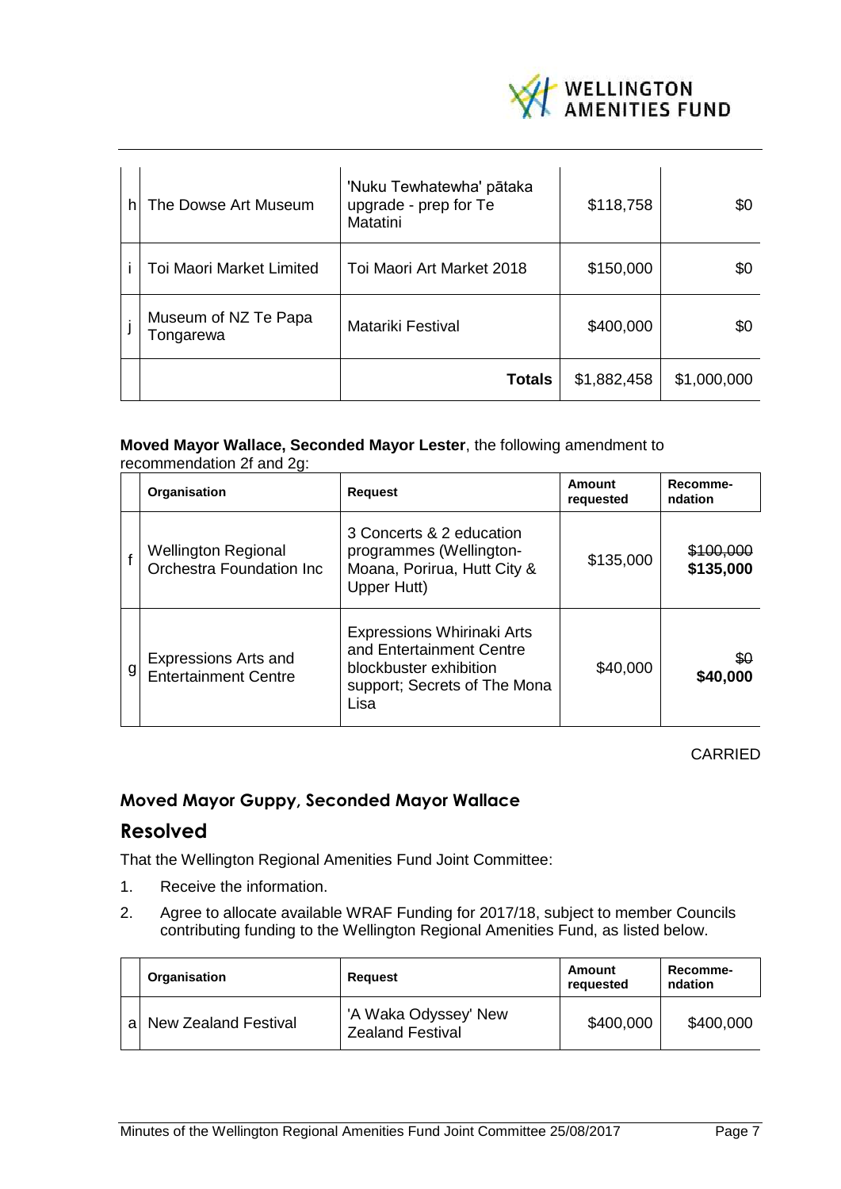| | | | | |
|---|---|---|---|---|
| h | The Dowse Art Museum | 'Nuku Tewhatewha' pātaka upgrade - prep for Te Matatini | \$118,758 | \$0 |
| i | Toi Maori Market Limited | Toi Maori Art Market 2018 | \$150,000 | \$0 |
| j | Museum of NZ Te Papa Tongarewa | Matariki Festival | \$400,000 | \$0 |
| | | **Totals** | \$1,882,458 | \$1,000,000 |

**Moved Mayor Wallace, Seconded Mayor Lester**, the following amendment to recommendation 2f and 2g:

| | Organisation | Request | Amount requested | Recomme-ndation |
|---|---|---|---|---|
| f | Wellington Regional Orchestra Foundation Inc | 3 Concerts & 2 education programmes (Wellington-Moana, Porirua, Hutt City & Upper Hutt) | \$135,000 | ~~\$100,000~~ **\$135,000** |
| g | Expressions Arts and Entertainment Centre | Expressions Whirinaki Arts and Entertainment Centre blockbuster exhibition support; Secrets of The Mona Lisa | \$40,000 | ~~\$0~~ **\$40,000** |

CARRIED

### Moved Mayor Guppy, Seconded Mayor Wallace

## Resolved

That the Wellington Regional Amenities Fund Joint Committee:

1. Receive the information.
2. Agree to allocate available WRAF Funding for 2017/18, subject to member Councils contributing funding to the Wellington Regional Amenities Fund, as listed below.

| | Organisation | Request | Amount requested | Recomme-ndation |
|---|---|---|---|---|
| a | New Zealand Festival | 'A Waka Odyssey' New Zealand Festival | \$400,000 | \$400,000 |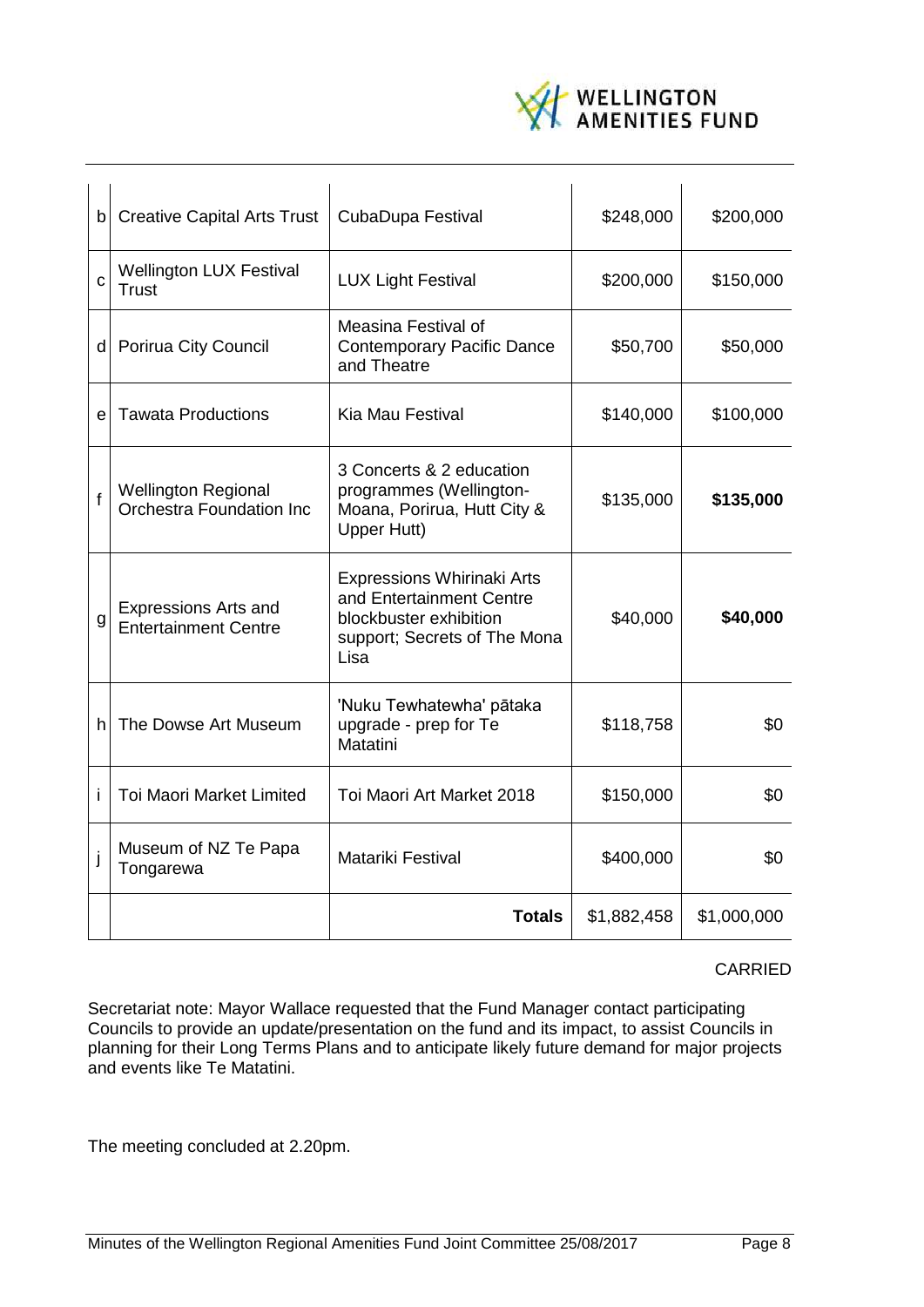| | | | | |
|---|---|---|---|---|
| b | Creative Capital Arts Trust | CubaDupa Festival | $248,000 | $200,000 |
| c | Wellington LUX Festival Trust | LUX Light Festival | $200,000 | $150,000 |
| d | Porirua City Council | Measina Festival of Contemporary Pacific Dance and Theatre | $50,700 | $50,000 |
| e | Tawata Productions | Kia Mau Festival | $140,000 | $100,000 |
| f | Wellington Regional Orchestra Foundation Inc | 3 Concerts & 2 education programmes (Wellington-Moana, Porirua, Hutt City & Upper Hutt) | $135,000 | **$135,000** |
| g | Expressions Arts and Entertainment Centre | Expressions Whirinaki Arts and Entertainment Centre blockbuster exhibition support; Secrets of The Mona Lisa | $40,000 | **$40,000** |
| h | The Dowse Art Museum | 'Nuku Tewhatewha' pātaka upgrade - prep for Te Matatini | $118,758 | $0 |
| i | Toi Maori Market Limited | Toi Maori Art Market 2018 | $150,000 | $0 |
| j | Museum of NZ Te Papa Tongarewa | Matariki Festival | $400,000 | $0 |
| | | **Totals** | $1,882,458 | $1,000,000 |

CARRIED

Secretariat note: Mayor Wallace requested that the Fund Manager contact participating Councils to provide an update/presentation on the fund and its impact, to assist Councils in planning for their Long Terms Plans and to anticipate likely future demand for major projects and events like Te Matatini.

The meeting concluded at 2.20pm.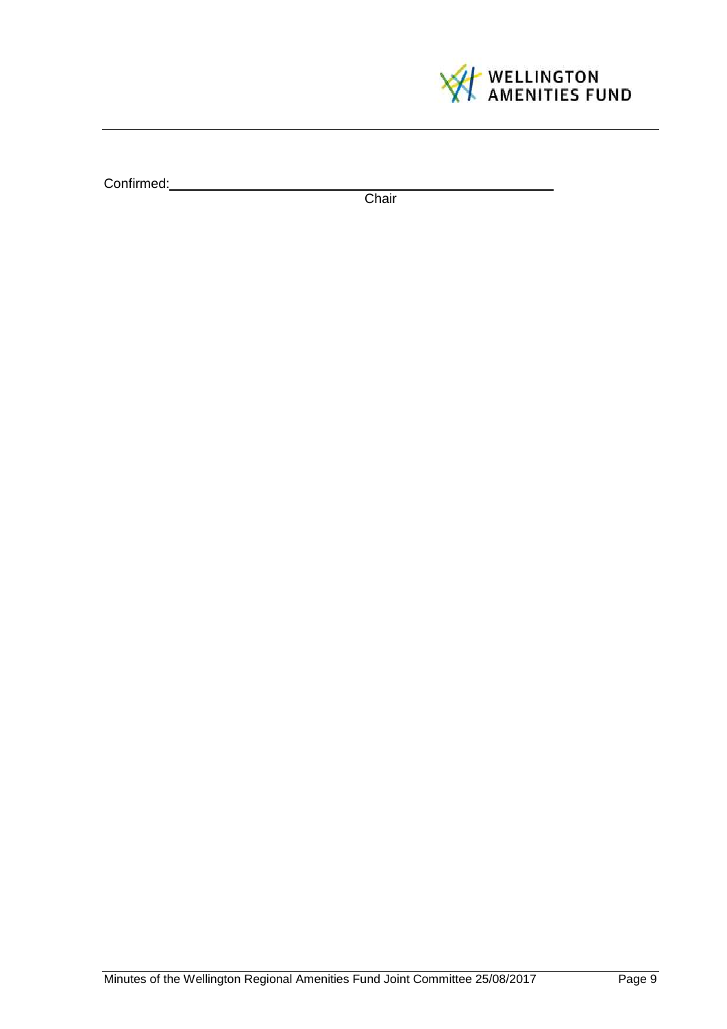Confirmed:\_\_\_\_\_\_\_\_\_\_\_\_\_\_\_\_\_\_\_\_\_\_\_\_\_\_\_\_\_\_\_\_\_\_\_\_\_\_\_\_\_\_\_\_

Chair